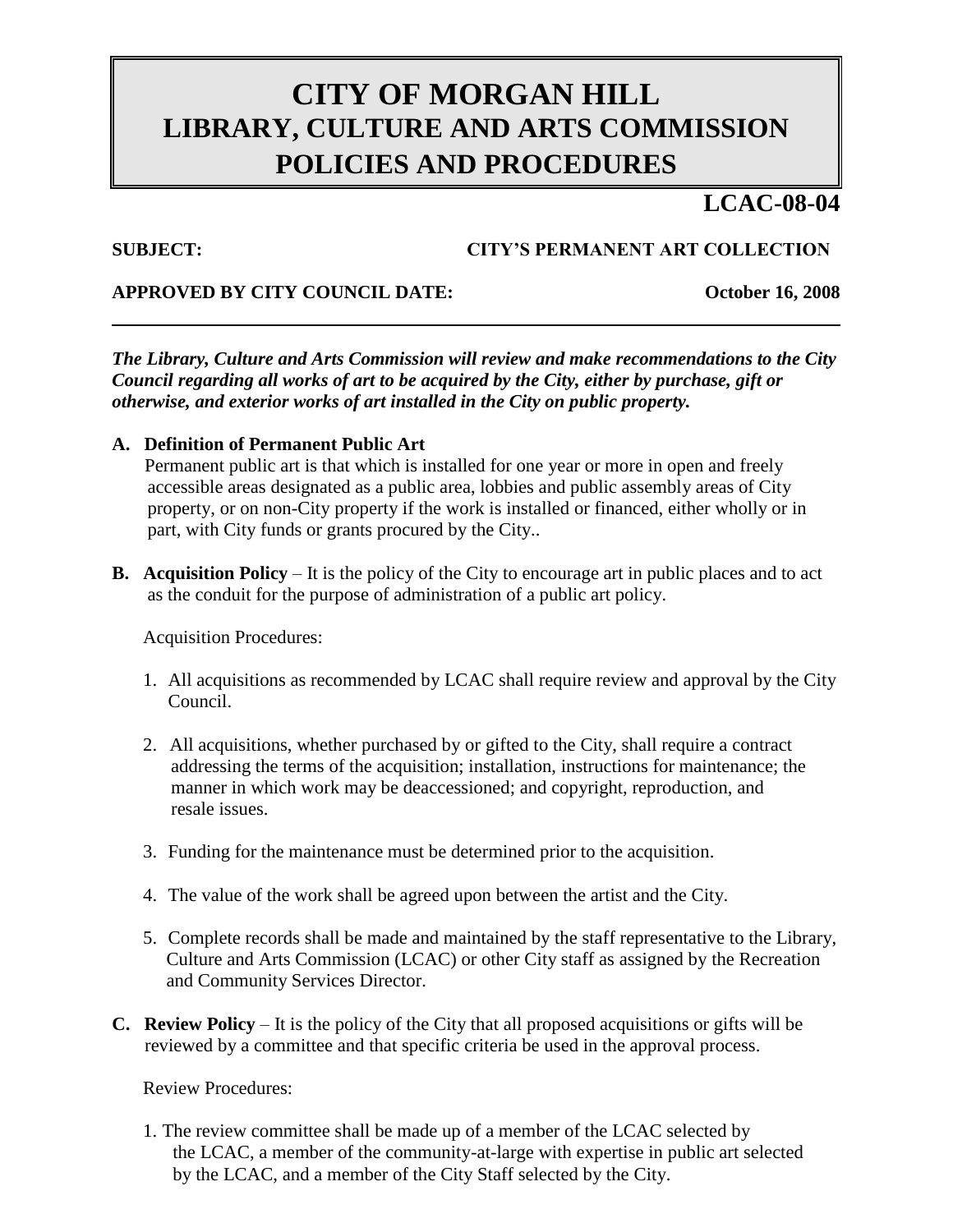# CITY OF MORGAN HILL
# LIBRARY, CULTURE AND ARTS COMMISSION
# POLICIES AND PROCEDURES

**LCAC-08-04**

**SUBJECT:** **CITY'S PERMANENT ART COLLECTION**

**APPROVED BY CITY COUNCIL DATE:** **October 16, 2008**

---

***The Library, Culture and Arts Commission will review and make recommendations to the City Council regarding all works of art to be acquired by the City, either by purchase, gift or otherwise, and exterior works of art installed in the City on public property.***

**A. Definition of Permanent Public Art**

Permanent public art is that which is installed for one year or more in open and freely accessible areas designated as a public area, lobbies and public assembly areas of City property, or on non-City property if the work is installed or financed, either wholly or in part, with City funds or grants procured by the City..

**B. Acquisition Policy** – It is the policy of the City to encourage art in public places and to act as the conduit for the purpose of administration of a public art policy.

Acquisition Procedures:

1. All acquisitions as recommended by LCAC shall require review and approval by the City Council.
2. All acquisitions, whether purchased by or gifted to the City, shall require a contract addressing the terms of the acquisition; installation, instructions for maintenance; the manner in which work may be deaccessioned; and copyright, reproduction, and resale issues.
3. Funding for the maintenance must be determined prior to the acquisition.
4. The value of the work shall be agreed upon between the artist and the City.
5. Complete records shall be made and maintained by the staff representative to the Library, Culture and Arts Commission (LCAC) or other City staff as assigned by the Recreation and Community Services Director.

**C. Review Policy** – It is the policy of the City that all proposed acquisitions or gifts will be reviewed by a committee and that specific criteria be used in the approval process.

Review Procedures:

1. The review committee shall be made up of a member of the LCAC selected by the LCAC, a member of the community-at-large with expertise in public art selected by the LCAC, and a member of the City Staff selected by the City.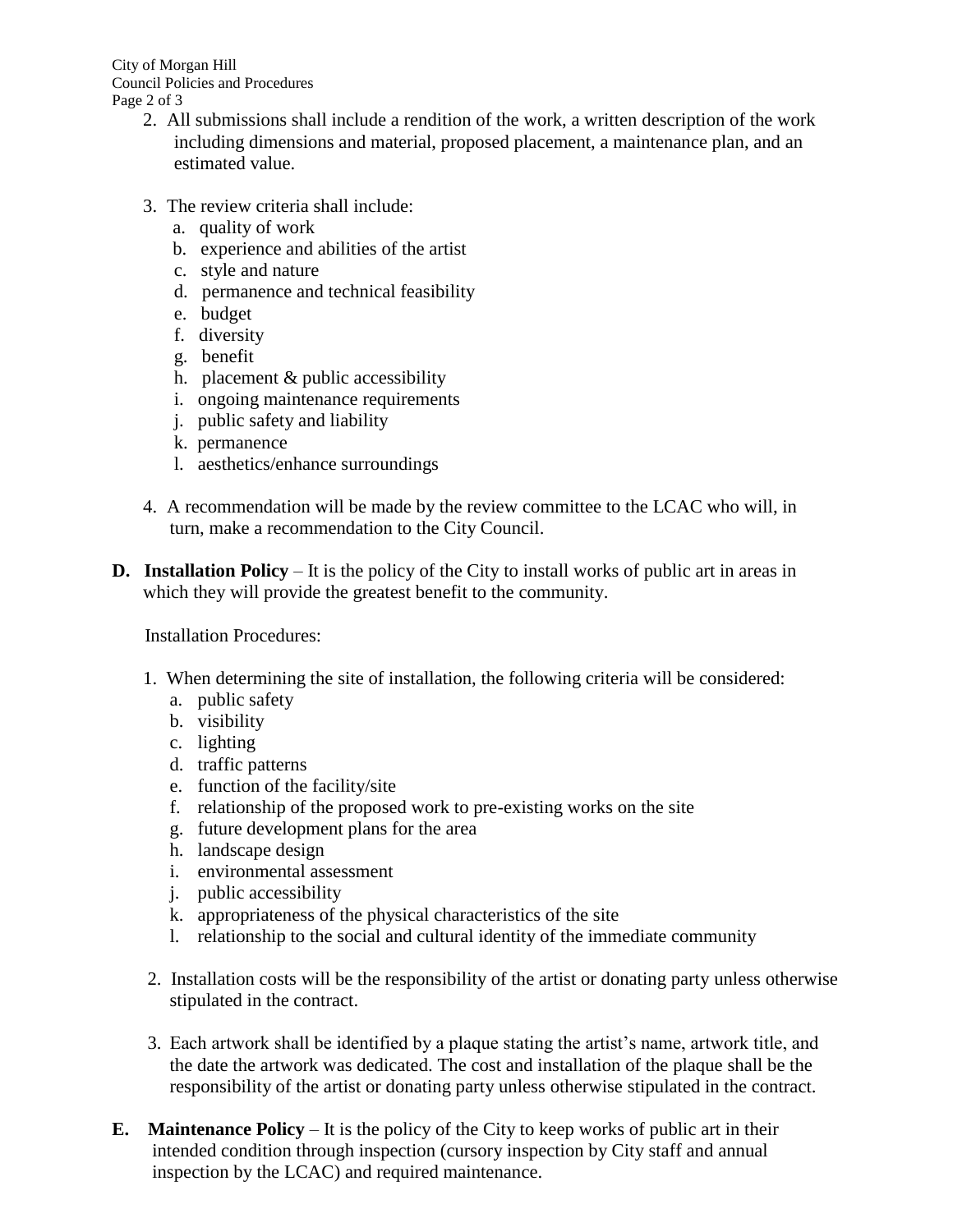2. All submissions shall include a rendition of the work, a written description of the work including dimensions and material, proposed placement, a maintenance plan, and an estimated value.

3. The review criteria shall include:
   a. quality of work
   b. experience and abilities of the artist
   c. style and nature
   d. permanence and technical feasibility
   e. budget
   f. diversity
   g. benefit
   h. placement & public accessibility
   i. ongoing maintenance requirements
   j. public safety and liability
   k. permanence
   l. aesthetics/enhance surroundings

4. A recommendation will be made by the review committee to the LCAC who will, in turn, make a recommendation to the City Council.

**D. Installation Policy** – It is the policy of the City to install works of public art in areas in which they will provide the greatest benefit to the community.

Installation Procedures:

1. When determining the site of installation, the following criteria will be considered:
   a. public safety
   b. visibility
   c. lighting
   d. traffic patterns
   e. function of the facility/site
   f. relationship of the proposed work to pre-existing works on the site
   g. future development plans for the area
   h. landscape design
   i. environmental assessment
   j. public accessibility
   k. appropriateness of the physical characteristics of the site
   l. relationship to the social and cultural identity of the immediate community

2. Installation costs will be the responsibility of the artist or donating party unless otherwise stipulated in the contract.

3. Each artwork shall be identified by a plaque stating the artist's name, artwork title, and the date the artwork was dedicated. The cost and installation of the plaque shall be the responsibility of the artist or donating party unless otherwise stipulated in the contract.

**E. Maintenance Policy** – It is the policy of the City to keep works of public art in their intended condition through inspection (cursory inspection by City staff and annual inspection by the LCAC) and required maintenance.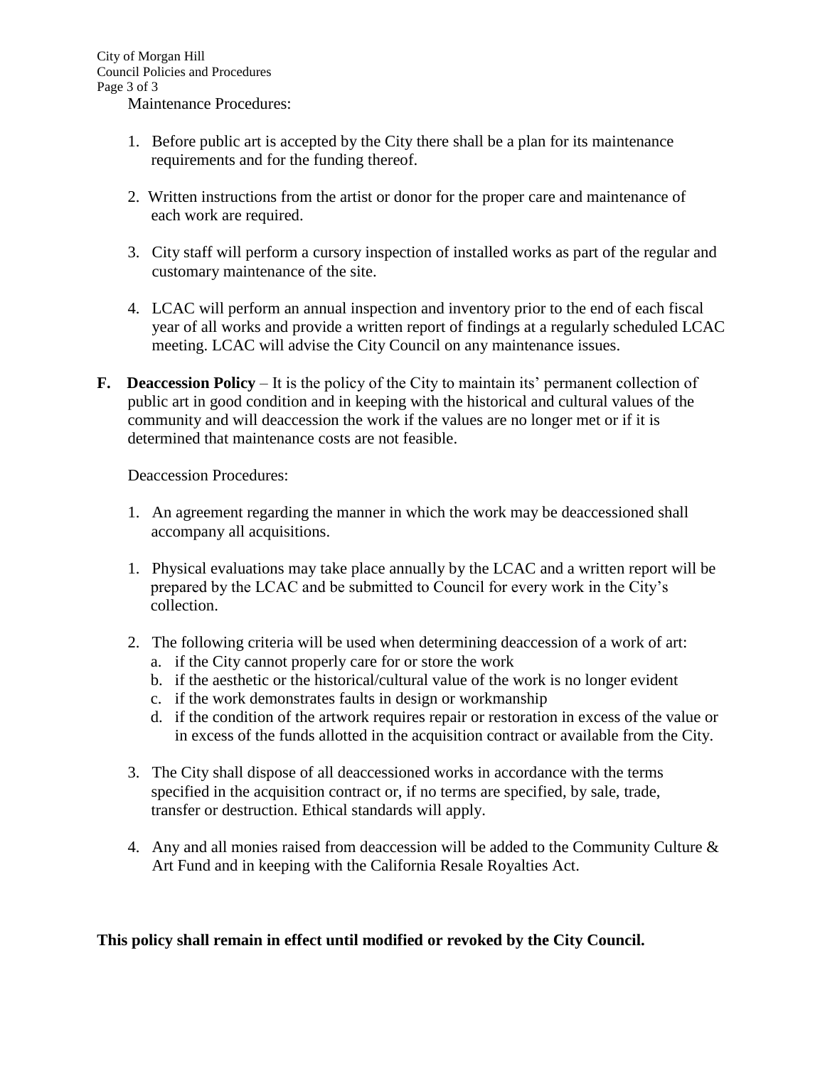Maintenance Procedures:

1. Before public art is accepted by the City there shall be a plan for its maintenance requirements and for the funding thereof.

2. Written instructions from the artist or donor for the proper care and maintenance of each work are required.

3. City staff will perform a cursory inspection of installed works as part of the regular and customary maintenance of the site.

4. LCAC will perform an annual inspection and inventory prior to the end of each fiscal year of all works and provide a written report of findings at a regularly scheduled LCAC meeting. LCAC will advise the City Council on any maintenance issues.

**F. Deaccession Policy** – It is the policy of the City to maintain its' permanent collection of public art in good condition and in keeping with the historical and cultural values of the community and will deaccession the work if the values are no longer met or if it is determined that maintenance costs are not feasible.

Deaccession Procedures:

1. An agreement regarding the manner in which the work may be deaccessioned shall accompany all acquisitions.

1. Physical evaluations may take place annually by the LCAC and a written report will be prepared by the LCAC and be submitted to Council for every work in the City's collection.

2. The following criteria will be used when determining deaccession of a work of art:
   a. if the City cannot properly care for or store the work
   b. if the aesthetic or the historical/cultural value of the work is no longer evident
   c. if the work demonstrates faults in design or workmanship
   d. if the condition of the artwork requires repair or restoration in excess of the value or in excess of the funds allotted in the acquisition contract or available from the City.

3. The City shall dispose of all deaccessioned works in accordance with the terms specified in the acquisition contract or, if no terms are specified, by sale, trade, transfer or destruction. Ethical standards will apply.

4. Any and all monies raised from deaccession will be added to the Community Culture & Art Fund and in keeping with the California Resale Royalties Act.

**This policy shall remain in effect until modified or revoked by the City Council.**